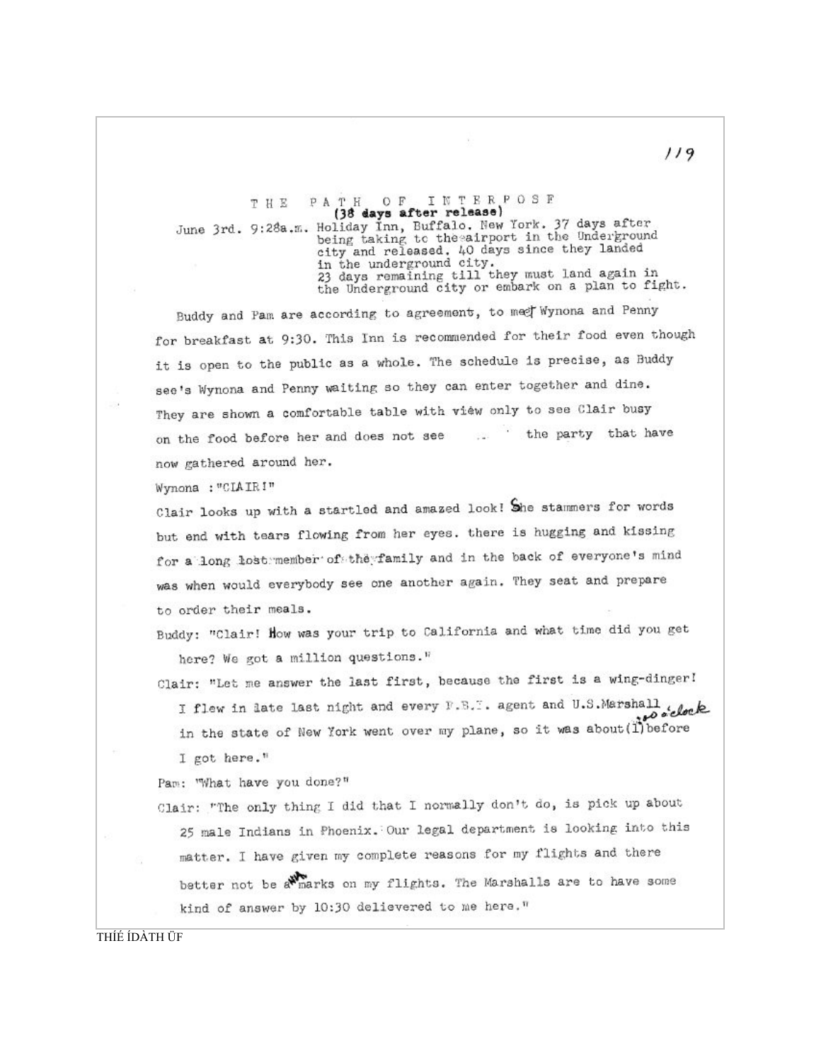# THE PATH OF INTERPOSE

**(38 days after release)**

June 3rd. 9:28a.m. Holiday Inn, Buffalo. New York. 37 days after being taking to the airport in the Underground city and released. 40 days since they landed in the underground city.
23 days remaining till they must land again in the Underground city or embark on a plan to fight.

Buddy and Pam are according to agreement, to meet Wynona and Penny for breakfast at 9:30. This Inn is recommended for their food even though it is open to the public as a whole. The schedule is precise, as Buddy see's Wynona and Penny waiting so they can enter together and dine. They are shown a comfortable table with view only to see Clair busy on the food before her and does not see the party that have now gathered around her.

Wynona : "CLAIR!"

Clair looks up with a startled and amazed look! She stammers for words but end with tears flowing from her eyes. there is hugging and kissing for a long lost member of the family and in the back of everyone's mind was when would everybody see one another again. They seat and prepare to order their meals.

Buddy: "Clair! How was your trip to California and what time did you get here? We got a million questions."

Clair: "Let me answer the last first, because the first is a wing-dinger! I flew in late last night and every F.B.I. agent and U.S.Marshall in the state of New York went over my plane, so it was about 1:00 o'clock before I got here."

Pam: "What have you done?"

Clair: "The only thing I did that I normally don't do, is pick up about 25 male Indians in Phoenix. Our legal department is looking into this matter. I have given my complete reasons for my flights and there better not be any marks on my flights. The Marshalls are to have some kind of answer by 10:30 delievered to me here."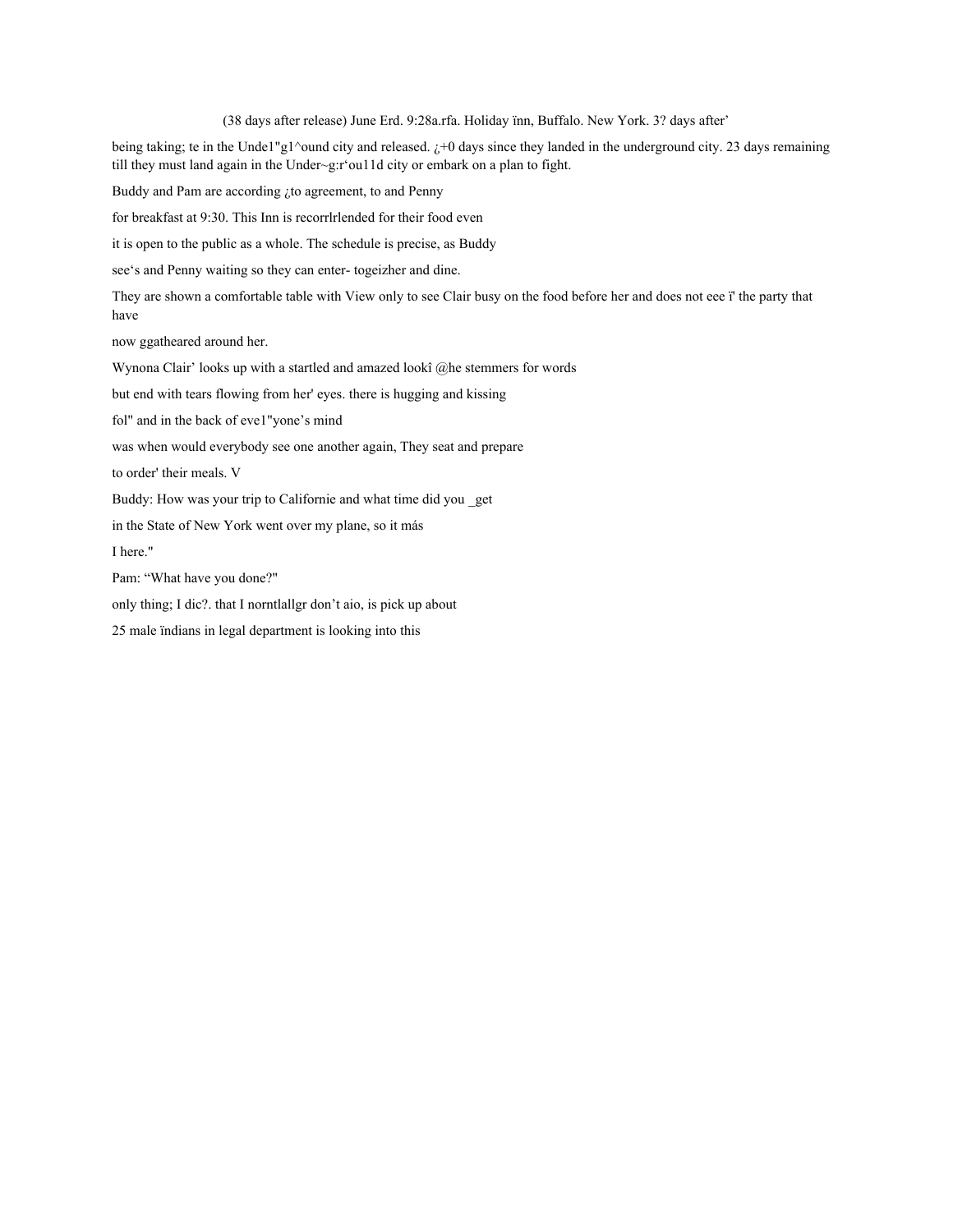(38 days after release) June Erd. 9:28a.rfa. Holiday ïnn, Buffalo. New York. 3? days after'

being taking; te in the Unde1"g1^ound city and released. ¿+0 days since they landed in the underground city. 23 days remaining till they must land again in the Under~g:r'ou11d city or embark on a plan to fight.

Buddy and Pam are according ¿to agreement, to and Penny

for breakfast at 9:30. This Inn is recorrlrlended for their food even

it is open to the public as a whole. The schedule is precise, as Buddy

see's and Penny waiting so they can enter- togeizher and dine.

They are shown a comfortable table with View only to see Clair busy on the food before her and does not eee ï' the party that have

now ggatheared around her.

Wynona Clair' looks up with a startled and amazed lookî @he stemmers for words

but end with tears flowing from her' eyes. there is hugging and kissing

fol" and in the back of eve1"yone's mind

was when would everybody see one another again, They seat and prepare

to order' their meals. V

Buddy: How was your trip to Californie and what time did you _get

in the State of New York went over my plane, so it más

I here."

Pam: "What have you done?"

only thing; I dic?. that I norntlallgr don't aio, is pick up about

25 male ïndians in legal department is looking into this